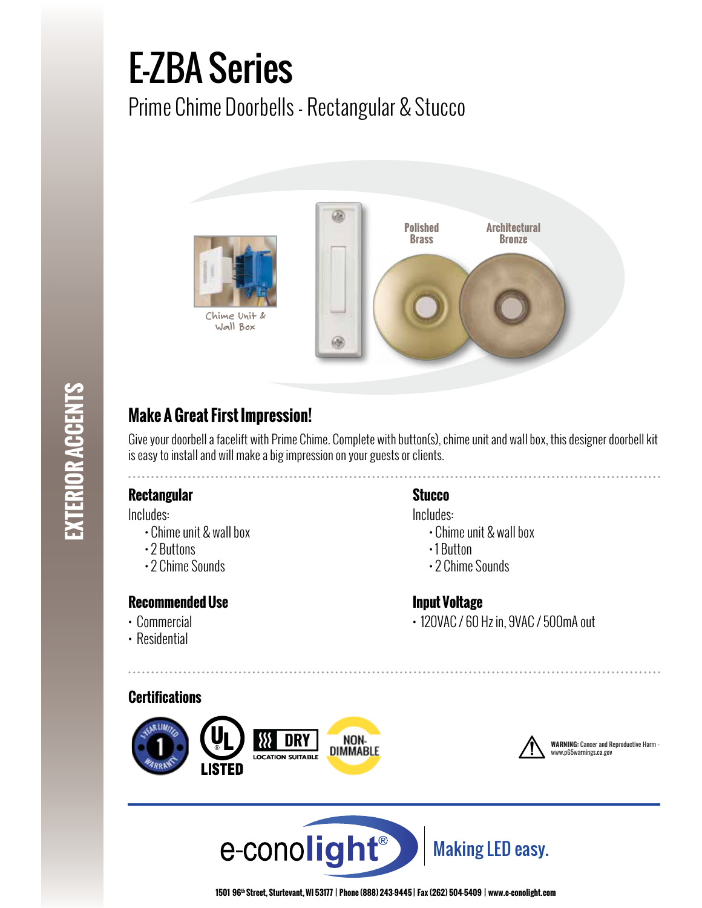# E-ZBA Series

## Prime Chime Doorbells - Rectangular & Stucco

Chime Unit & Wall Box

Polished Brass

Architectural Bronze

EXTERIOR ACCENTS

### Make A Great First Impression!

Give your doorbell a facelift with Prime Chime. Complete with button(s), chime unit and wall box, this designer doorbell kit is easy to install and will make a big impression on your guests or clients.

### Rectangular

Includes:

- Chime unit & wall box
- 2 Buttons
- 2 Chime Sounds

### Stucco

Includes:

- Chime unit & wall box
- 1 Button
- 2 Chime Sounds

### Recommended Use

- Commercial
- Residential

### Input Voltage

- 120VAC / 60 Hz in, 9VAC / 500mA out

### Certifications

1 Year Limited Warranty

UL LISTED

DRY LOCATION SUITABLE

NON-DIMMABLE

**WARNING:** Cancer and Reproductive Harm - www.p65warnings.ca.gov

e-conolight® Making LED easy.

1501 96th Street, Sturtevant, WI 53177 | Phone (888) 243-9445 | Fax (262) 504-5409 | www.e-conolight.com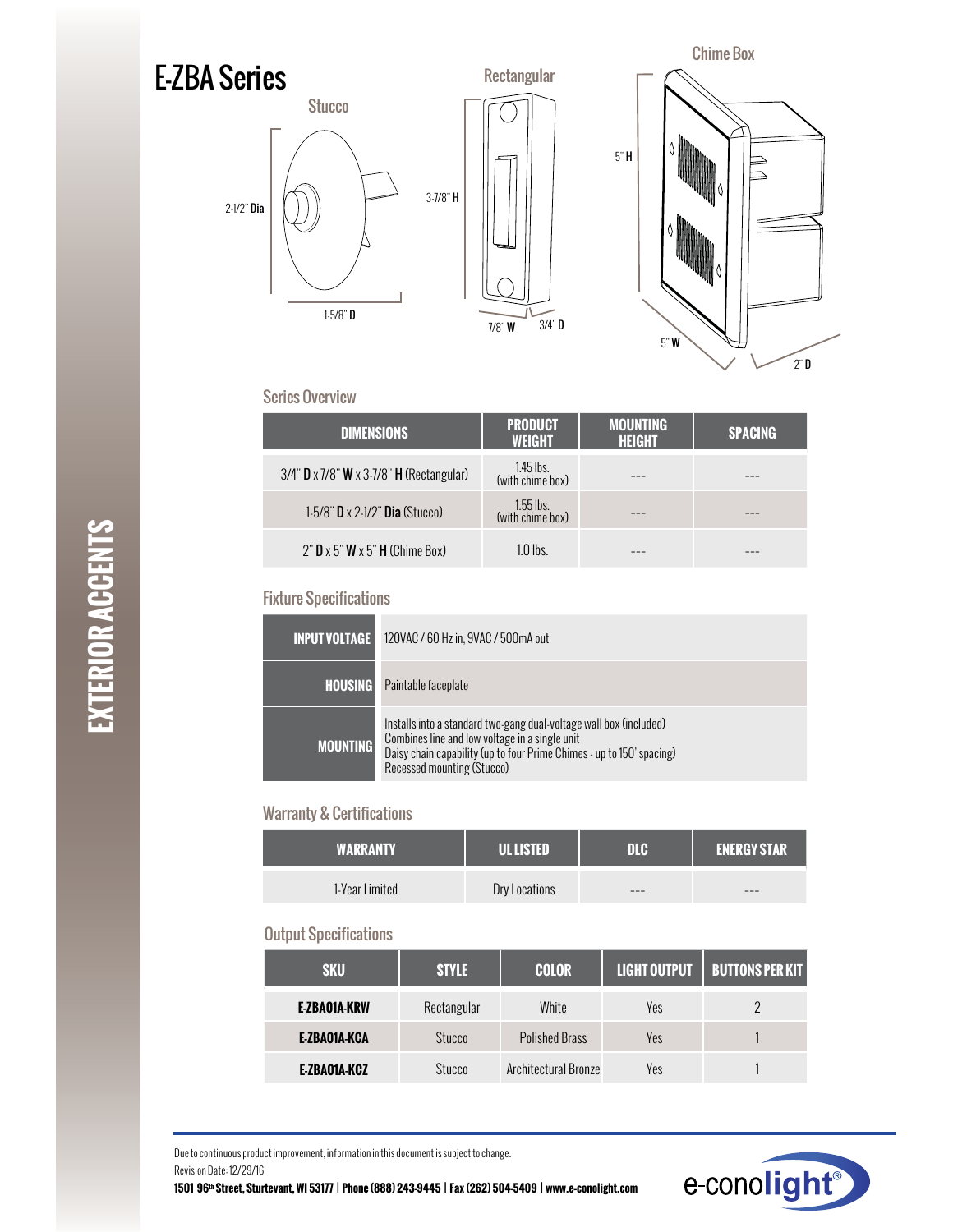# E-ZBA Series

Stucco

2-1/2" **Dia**

1-5/8" **D**

Rectangular

3-7/8" **H**

7/8" **W**

3/4" **D**

Chime Box

5" **H**

5" **W**

2" **D**

EXTERIOR ACCENTS

## Series Overview

| DIMENSIONS | PRODUCT WEIGHT | MOUNTING HEIGHT | SPACING |
|---|---|---|---|
| 3/4" **D** x 7/8" **W** x 3-7/8" **H** (Rectangular) | 1.45 lbs. (with chime box) | --- | --- |
| 1-5/8" **D** x 2-1/2" **Dia** (Stucco) | 1.55 lbs. (with chime box) | --- | --- |
| 2" **D** x 5" **W** x 5" **H** (Chime Box) | 1.0 lbs. | --- | --- |

## Fixture Specifications

| | |
|---|---|
| **INPUT VOLTAGE** | 120VAC / 60 Hz in, 9VAC / 500mA out |
| **HOUSING** | Paintable faceplate |
| **MOUNTING** | Installs into a standard two-gang dual-voltage wall box (included)<br>Combines line and low voltage in a single unit<br>Daisy chain capability (up to four Prime Chimes - up to 150' spacing)<br>Recessed mounting (Stucco) |

## Warranty & Certifications

| WARRANTY | UL LISTED | DLC | ENERGY STAR |
|---|---|---|---|
| 1-Year Limited | Dry Locations | --- | --- |

## Output Specifications

| SKU | STYLE | COLOR | LIGHT OUTPUT | BUTTONS PER KIT |
|---|---|---|---|---|
| **E-ZBA01A-KRW** | Rectangular | White | Yes | 2 |
| **E-ZBA01A-KCA** | Stucco | Polished Brass | Yes | 1 |
| **E-ZBA01A-KCZ** | Stucco | Architectural Bronze | Yes | 1 |

Due to continuous product improvement, information in this document is subject to change.

Revision Date: 12/29/16

**1501 96th Street, Sturtevant, WI 53177 | Phone (888) 243-9445 | Fax (262) 504-5409 | www.e-conolight.com**

e-conolight®